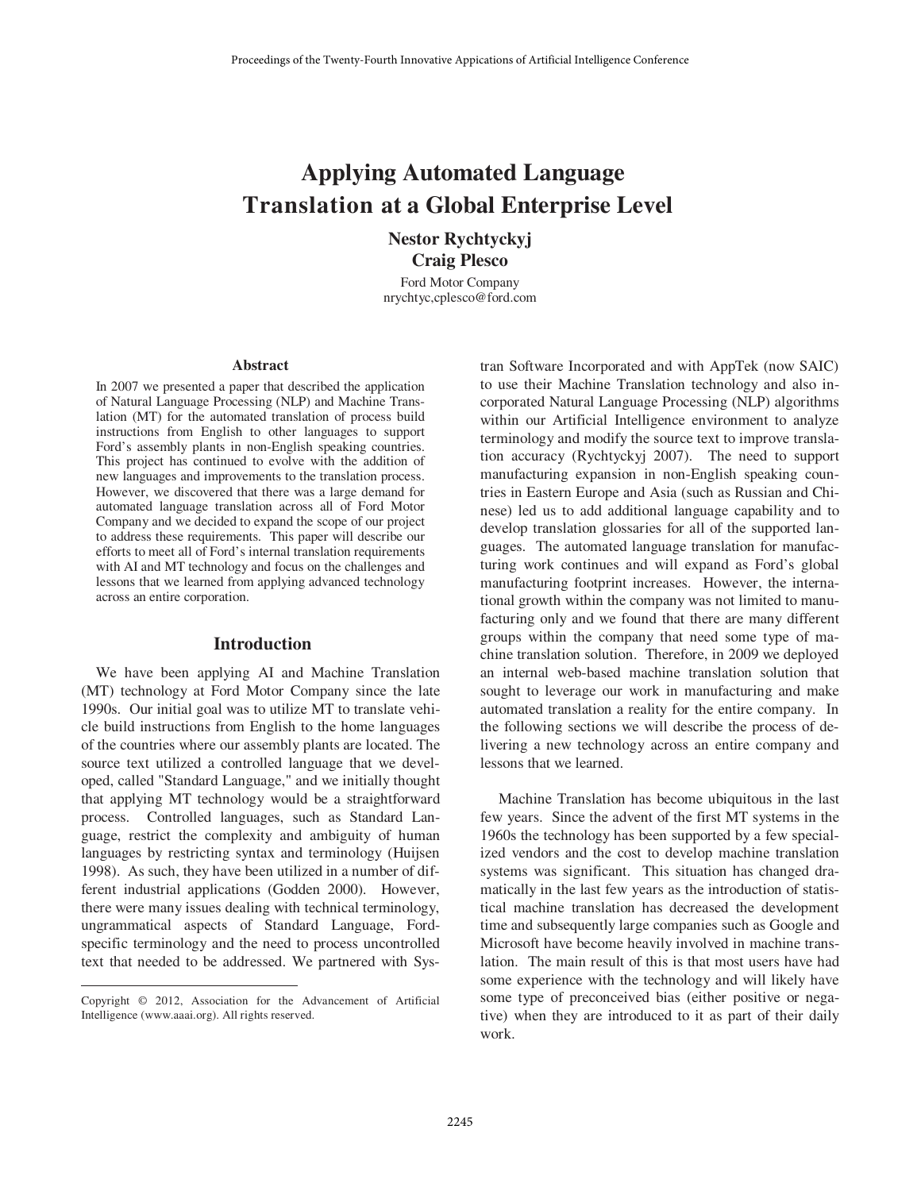# Applying Automated Language Translation at a Global Enterprise Level

**Nestor Rychtyckyj**
**Craig Plesco**

Ford Motor Company
nrychtyc,cplesco@ford.com

### Abstract

In 2007 we presented a paper that described the application of Natural Language Processing (NLP) and Machine Translation (MT) for the automated translation of process build instructions from English to other languages to support Ford's assembly plants in non-English speaking countries. This project has continued to evolve with the addition of new languages and improvements to the translation process. However, we discovered that there was a large demand for automated language translation across all of Ford Motor Company and we decided to expand the scope of our project to address these requirements. This paper will describe our efforts to meet all of Ford's internal translation requirements with AI and MT technology and focus on the challenges and lessons that we learned from applying advanced technology across an entire corporation.

## Introduction

We have been applying AI and Machine Translation (MT) technology at Ford Motor Company since the late 1990s. Our initial goal was to utilize MT to translate vehicle build instructions from English to the home languages of the countries where our assembly plants are located. The source text utilized a controlled language that we developed, called "Standard Language," and we initially thought that applying MT technology would be a straightforward process. Controlled languages, such as Standard Language, restrict the complexity and ambiguity of human languages by restricting syntax and terminology (Huijsen 1998). As such, they have been utilized in a number of different industrial applications (Godden 2000). However, there were many issues dealing with technical terminology, ungrammatical aspects of Standard Language, Ford-specific terminology and the need to process uncontrolled text that needed to be addressed. We partnered with Systran Software Incorporated and with AppTek (now SAIC) to use their Machine Translation technology and also incorporated Natural Language Processing (NLP) algorithms within our Artificial Intelligence environment to analyze terminology and modify the source text to improve translation accuracy (Rychtyckyj 2007). The need to support manufacturing expansion in non-English speaking countries in Eastern Europe and Asia (such as Russian and Chinese) led us to add additional language capability and to develop translation glossaries for all of the supported languages. The automated language translation for manufacturing work continues and will expand as Ford's global manufacturing footprint increases. However, the international growth within the company was not limited to manufacturing only and we found that there are many different groups within the company that need some type of machine translation solution. Therefore, in 2009 we deployed an internal web-based machine translation solution that sought to leverage our work in manufacturing and make automated translation a reality for the entire company. In the following sections we will describe the process of delivering a new technology across an entire company and lessons that we learned.

Machine Translation has become ubiquitous in the last few years. Since the advent of the first MT systems in the 1960s the technology has been supported by a few specialized vendors and the cost to develop machine translation systems was significant. This situation has changed dramatically in the last few years as the introduction of statistical machine translation has decreased the development time and subsequently large companies such as Google and Microsoft have become heavily involved in machine translation. The main result of this is that most users have had some experience with the technology and will likely have some type of preconceived bias (either positive or negative) when they are introduced to it as part of their daily work.

Copyright © 2012, Association for the Advancement of Artificial Intelligence (www.aaai.org). All rights reserved.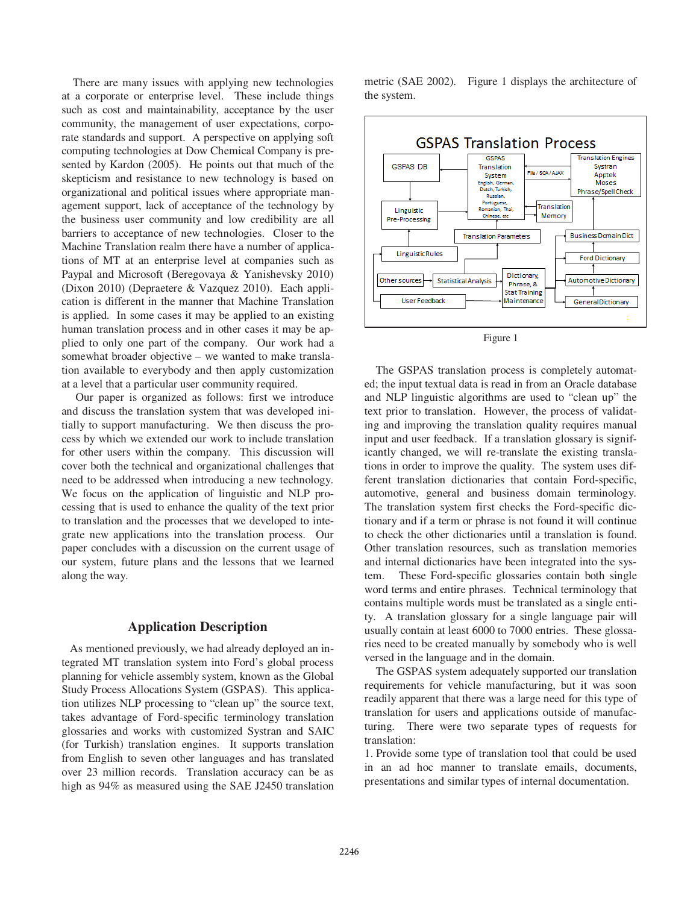There are many issues with applying new technologies at a corporate or enterprise level. These include things such as cost and maintainability, acceptance by the user community, the management of user expectations, corporate standards and support. A perspective on applying soft computing technologies at Dow Chemical Company is presented by Kardon (2005). He points out that much of the skepticism and resistance to new technology is based on organizational and political issues where appropriate management support, lack of acceptance of the technology by the business user community and low credibility are all barriers to acceptance of new technologies. Closer to the Machine Translation realm there have a number of applications of MT at an enterprise level at companies such as Paypal and Microsoft (Beregovaya & Yanishevsky 2010) (Dixon 2010) (Depraetere & Vazquez 2010). Each application is different in the manner that Machine Translation is applied. In some cases it may be applied to an existing human translation process and in other cases it may be applied to only one part of the company. Our work had a somewhat broader objective – we wanted to make translation available to everybody and then apply customization at a level that a particular user community required.

Our paper is organized as follows: first we introduce and discuss the translation system that was developed initially to support manufacturing. We then discuss the process by which we extended our work to include translation for other users within the company. This discussion will cover both the technical and organizational challenges that need to be addressed when introducing a new technology. We focus on the application of linguistic and NLP processing that is used to enhance the quality of the text prior to translation and the processes that we developed to integrate new applications into the translation process. Our paper concludes with a discussion on the current usage of our system, future plans and the lessons that we learned along the way.

## Application Description

As mentioned previously, we had already deployed an integrated MT translation system into Ford's global process planning for vehicle assembly system, known as the Global Study Process Allocations System (GSPAS). This application utilizes NLP processing to "clean up" the source text, takes advantage of Ford-specific terminology translation glossaries and works with customized Systran and SAIC (for Turkish) translation engines. It supports translation from English to seven other languages and has translated over 23 million records. Translation accuracy can be as high as 94% as measured using the SAE J2450 translation metric (SAE 2002). Figure 1 displays the architecture of the system.

GSPAS Translation Process

GSPAS DB | GSPAS Translation System (English, German, Dutch, Turkish, Russian, Portuguese, Romanian, Thai, Chinese, etc) | File / SOA / AJAX | Translation Engines: Systran, Apptek, Moses, Phrase/Spell Check | Translation Memory | Linguistic Pre-Processing | Translation Parameters | Linguistic Rules | Other sources | Statistical Analysis | Dictionary, Phrase, & Stat Training Maintenance | User Feedback | Business Domain Dict | Ford Dictionary | Automotive Dictionary | General Dictionary

Figure 1

The GSPAS translation process is completely automated; the input textual data is read in from an Oracle database and NLP linguistic algorithms are used to "clean up" the text prior to translation. However, the process of validating and improving the translation quality requires manual input and user feedback. If a translation glossary is significantly changed, we will re-translate the existing translations in order to improve the quality. The system uses different translation dictionaries that contain Ford-specific, automotive, general and business domain terminology. The translation system first checks the Ford-specific dictionary and if a term or phrase is not found it will continue to check the other dictionaries until a translation is found. Other translation resources, such as translation memories and internal dictionaries have been integrated into the system. These Ford-specific glossaries contain both single word terms and entire phrases. Technical terminology that contains multiple words must be translated as a single entity. A translation glossary for a single language pair will usually contain at least 6000 to 7000 entries. These glossaries need to be created manually by somebody who is well versed in the language and in the domain.

The GSPAS system adequately supported our translation requirements for vehicle manufacturing, but it was soon readily apparent that there was a large need for this type of translation for users and applications outside of manufacturing. There were two separate types of requests for translation:

1. Provide some type of translation tool that could be used in an ad hoc manner to translate emails, documents, presentations and similar types of internal documentation.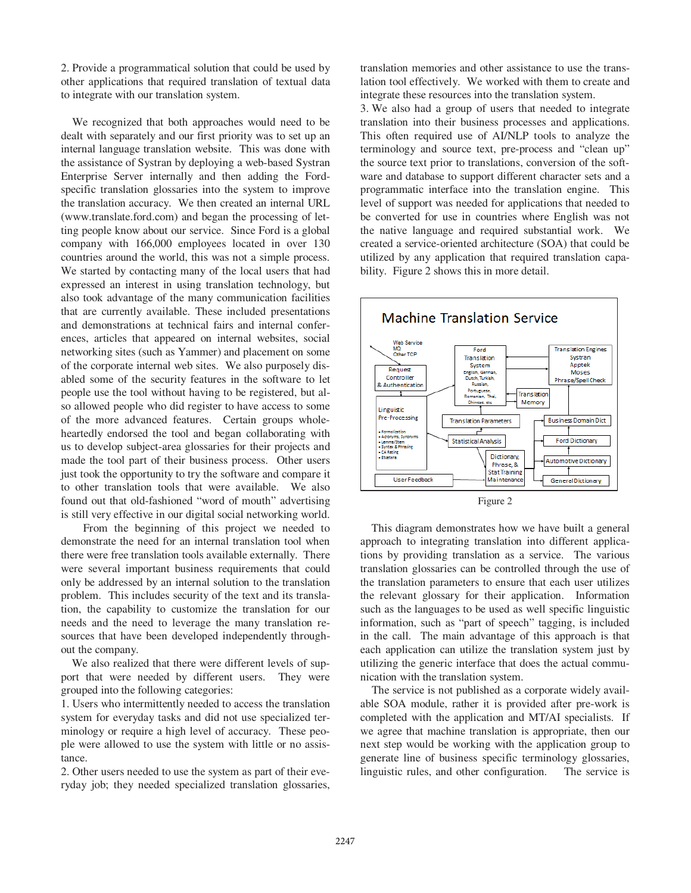2. Provide a programmatical solution that could be used by other applications that required translation of textual data to integrate with our translation system.

We recognized that both approaches would need to be dealt with separately and our first priority was to set up an internal language translation website. This was done with the assistance of Systran by deploying a web-based Systran Enterprise Server internally and then adding the Ford-specific translation glossaries into the system to improve the translation accuracy. We then created an internal URL (www.translate.ford.com) and began the processing of letting people know about our service. Since Ford is a global company with 166,000 employees located in over 130 countries around the world, this was not a simple process. We started by contacting many of the local users that had expressed an interest in using translation technology, but also took advantage of the many communication facilities that are currently available. These included presentations and demonstrations at technical fairs and internal conferences, articles that appeared on internal websites, social networking sites (such as Yammer) and placement on some of the corporate internal web sites. We also purposely disabled some of the security features in the software to let people use the tool without having to be registered, but also allowed people who did register to have access to some of the more advanced features. Certain groups wholeheartedly endorsed the tool and began collaborating with us to develop subject-area glossaries for their projects and made the tool part of their business process. Other users just took the opportunity to try the software and compare it to other translation tools that were available. We also found out that old-fashioned "word of mouth" advertising is still very effective in our digital social networking world.

From the beginning of this project we needed to demonstrate the need for an internal translation tool when there were free translation tools available externally. There were several important business requirements that could only be addressed by an internal solution to the translation problem. This includes security of the text and its translation, the capability to customize the translation for our needs and the need to leverage the many translation resources that have been developed independently throughout the company.

We also realized that there were different levels of support that were needed by different users. They were grouped into the following categories:

1. Users who intermittently needed to access the translation system for everyday tasks and did not use specialized terminology or require a high level of accuracy. These people were allowed to use the system with little or no assistance.
2. Other users needed to use the system as part of their everyday job; they needed specialized translation glossaries, translation memories and other assistance to use the translation tool effectively. We worked with them to create and integrate these resources into the translation system.
3. We also had a group of users that needed to integrate translation into their business processes and applications. This often required use of AI/NLP tools to analyze the terminology and source text, pre-process and "clean up" the source text prior to translations, conversion of the software and database to support different character sets and a programmatic interface into the translation engine. This level of support was needed for applications that needed to be converted for use in countries where English was not the native language and required substantial work. We created a service-oriented architecture (SOA) that could be utilized by any application that required translation capability. Figure 2 shows this in more detail.

Figure 2

This diagram demonstrates how we have built a general approach to integrating translation into different applications by providing translation as a service. The various translation glossaries can be controlled through the use of the translation parameters to ensure that each user utilizes the relevant glossary for their application. Information such as the languages to be used as well specific linguistic information, such as "part of speech" tagging, is included in the call. The main advantage of this approach is that each application can utilize the translation system just by utilizing the generic interface that does the actual communication with the translation system.

The service is not published as a corporate widely available SOA module, rather it is provided after pre-work is completed with the application and MT/AI specialists. If we agree that machine translation is appropriate, then our next step would be working with the application group to generate line of business specific terminology glossaries, linguistic rules, and other configuration. The service is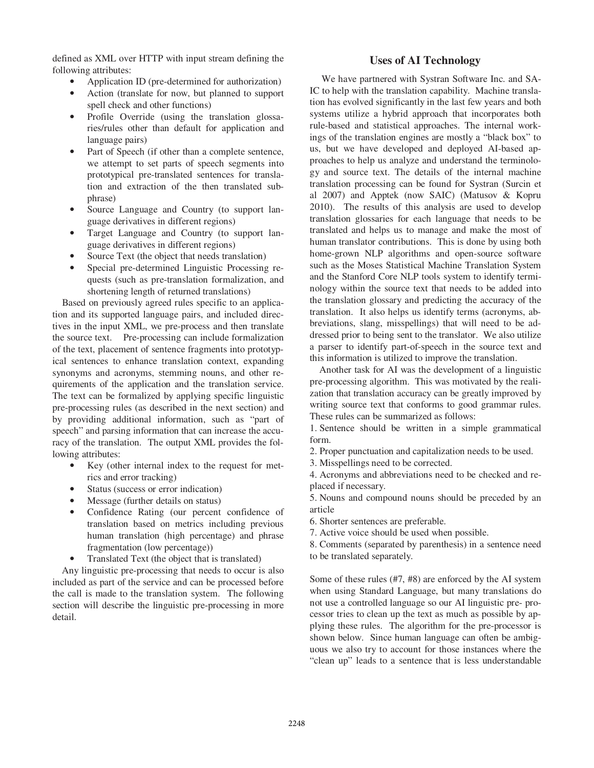defined as XML over HTTP with input stream defining the following attributes:

- Application ID (pre-determined for authorization)
- Action (translate for now, but planned to support spell check and other functions)
- Profile Override (using the translation glossaries/rules other than default for application and language pairs)
- Part of Speech (if other than a complete sentence, we attempt to set parts of speech segments into prototypical pre-translated sentences for translation and extraction of the then translated subphrase)
- Source Language and Country (to support language derivatives in different regions)
- Target Language and Country (to support language derivatives in different regions)
- Source Text (the object that needs translation)
- Special pre-determined Linguistic Processing requests (such as pre-translation formalization, and shortening length of returned translations)

Based on previously agreed rules specific to an application and its supported language pairs, and included directives in the input XML, we pre-process and then translate the source text. Pre-processing can include formalization of the text, placement of sentence fragments into prototypical sentences to enhance translation context, expanding synonyms and acronyms, stemming nouns, and other requirements of the application and the translation service. The text can be formalized by applying specific linguistic pre-processing rules (as described in the next section) and by providing additional information, such as "part of speech" and parsing information that can increase the accuracy of the translation. The output XML provides the following attributes:

- Key (other internal index to the request for metrics and error tracking)
- Status (success or error indication)
- Message (further details on status)
- Confidence Rating (our percent confidence of translation based on metrics including previous human translation (high percentage) and phrase fragmentation (low percentage))
- Translated Text (the object that is translated)

Any linguistic pre-processing that needs to occur is also included as part of the service and can be processed before the call is made to the translation system. The following section will describe the linguistic pre-processing in more detail.

## Uses of AI Technology

We have partnered with Systran Software Inc. and SAIC to help with the translation capability. Machine translation has evolved significantly in the last few years and both systems utilize a hybrid approach that incorporates both rule-based and statistical approaches. The internal workings of the translation engines are mostly a "black box" to us, but we have developed and deployed AI-based approaches to help us analyze and understand the terminology and source text. The details of the internal machine translation processing can be found for Systran (Surcin et al 2007) and Apptek (now SAIC) (Matusov & Kopru 2010). The results of this analysis are used to develop translation glossaries for each language that needs to be translated and helps us to manage and make the most of human translator contributions. This is done by using both home-grown NLP algorithms and open-source software such as the Moses Statistical Machine Translation System and the Stanford Core NLP tools system to identify terminology within the source text that needs to be added into the translation glossary and predicting the accuracy of the translation. It also helps us identify terms (acronyms, abbreviations, slang, misspellings) that will need to be addressed prior to being sent to the translator. We also utilize a parser to identify part-of-speech in the source text and this information is utilized to improve the translation.

Another task for AI was the development of a linguistic pre-processing algorithm. This was motivated by the realization that translation accuracy can be greatly improved by writing source text that conforms to good grammar rules. These rules can be summarized as follows:

1. Sentence should be written in a simple grammatical form.
2. Proper punctuation and capitalization needs to be used.
3. Misspellings need to be corrected.
4. Acronyms and abbreviations need to be checked and replaced if necessary.
5. Nouns and compound nouns should be preceded by an article
6. Shorter sentences are preferable.
7. Active voice should be used when possible.
8. Comments (separated by parenthesis) in a sentence need to be translated separately.

Some of these rules (#7, #8) are enforced by the AI system when using Standard Language, but many translations do not use a controlled language so our AI linguistic pre- processor tries to clean up the text as much as possible by applying these rules. The algorithm for the pre-processor is shown below. Since human language can often be ambiguous we also try to account for those instances where the "clean up" leads to a sentence that is less understandable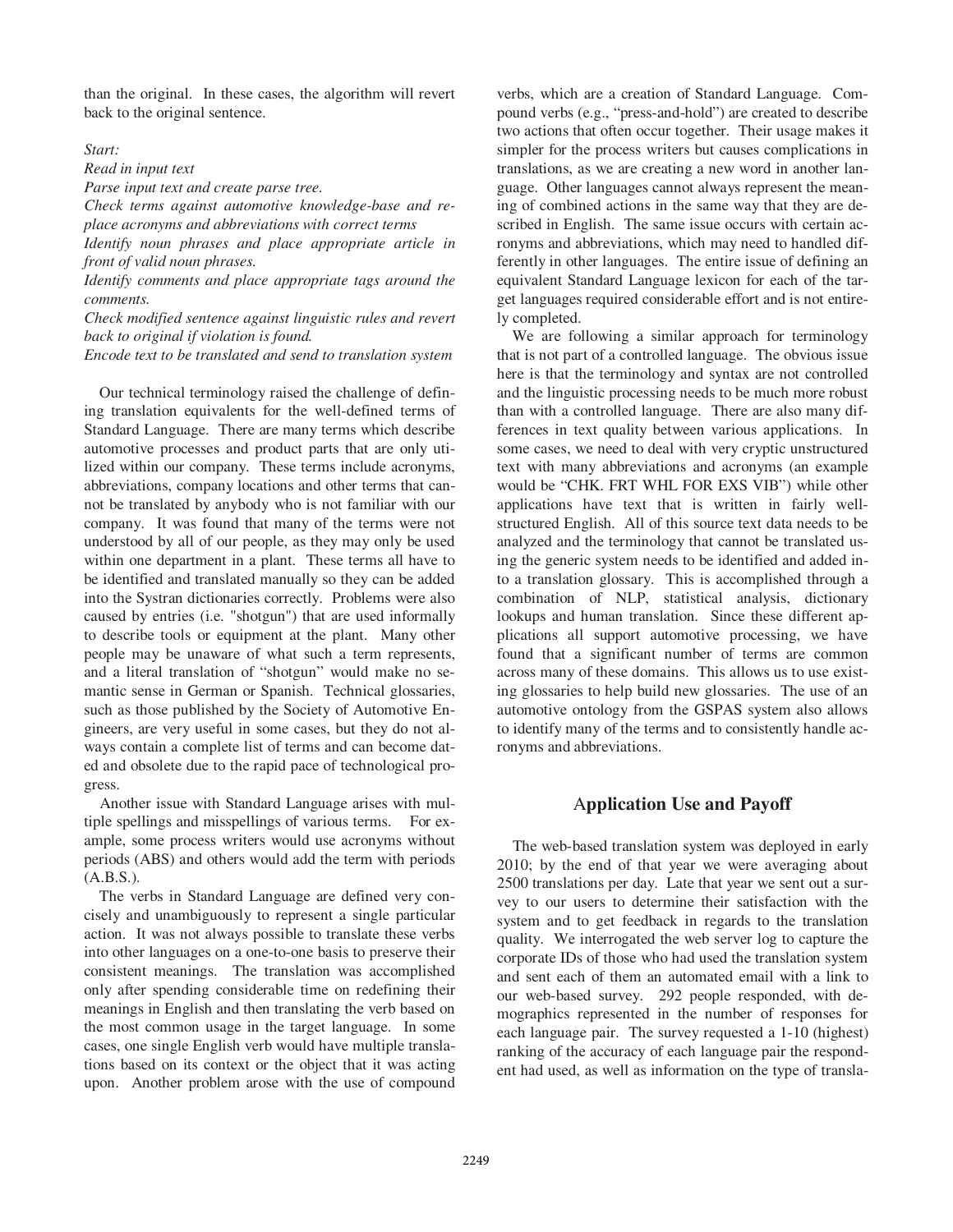than the original. In these cases, the algorithm will revert back to the original sentence.

*Start:*
*Read in input text*
*Parse input text and create parse tree.*
*Check terms against automotive knowledge-base and replace acronyms and abbreviations with correct terms*
*Identify noun phrases and place appropriate article in front of valid noun phrases.*
*Identify comments and place appropriate tags around the comments.*
*Check modified sentence against linguistic rules and revert back to original if violation is found.*
*Encode text to be translated and send to translation system*

Our technical terminology raised the challenge of defining translation equivalents for the well-defined terms of Standard Language. There are many terms which describe automotive processes and product parts that are only utilized within our company. These terms include acronyms, abbreviations, company locations and other terms that cannot be translated by anybody who is not familiar with our company. It was found that many of the terms were not understood by all of our people, as they may only be used within one department in a plant. These terms all have to be identified and translated manually so they can be added into the Systran dictionaries correctly. Problems were also caused by entries (i.e. "shotgun") that are used informally to describe tools or equipment at the plant. Many other people may be unaware of what such a term represents, and a literal translation of "shotgun" would make no semantic sense in German or Spanish. Technical glossaries, such as those published by the Society of Automotive Engineers, are very useful in some cases, but they do not always contain a complete list of terms and can become dated and obsolete due to the rapid pace of technological progress.

Another issue with Standard Language arises with multiple spellings and misspellings of various terms. For example, some process writers would use acronyms without periods (ABS) and others would add the term with periods (A.B.S.).

The verbs in Standard Language are defined very concisely and unambiguously to represent a single particular action. It was not always possible to translate these verbs into other languages on a one-to-one basis to preserve their consistent meanings. The translation was accomplished only after spending considerable time on redefining their meanings in English and then translating the verb based on the most common usage in the target language. In some cases, one single English verb would have multiple translations based on its context or the object that it was acting upon. Another problem arose with the use of compound verbs, which are a creation of Standard Language. Compound verbs (e.g., "press-and-hold") are created to describe two actions that often occur together. Their usage makes it simpler for the process writers but causes complications in translations, as we are creating a new word in another language. Other languages cannot always represent the meaning of combined actions in the same way that they are described in English. The same issue occurs with certain acronyms and abbreviations, which may need to handled differently in other languages. The entire issue of defining an equivalent Standard Language lexicon for each of the target languages required considerable effort and is not entirely completed.

We are following a similar approach for terminology that is not part of a controlled language. The obvious issue here is that the terminology and syntax are not controlled and the linguistic processing needs to be much more robust than with a controlled language. There are also many differences in text quality between various applications. In some cases, we need to deal with very cryptic unstructured text with many abbreviations and acronyms (an example would be "CHK. FRT WHL FOR EXS VIB") while other applications have text that is written in fairly well-structured English. All of this source text data needs to be analyzed and the terminology that cannot be translated using the generic system needs to be identified and added into a translation glossary. This is accomplished through a combination of NLP, statistical analysis, dictionary lookups and human translation. Since these different applications all support automotive processing, we have found that a significant number of terms are common across many of these domains. This allows us to use existing glossaries to help build new glossaries. The use of an automotive ontology from the GSPAS system also allows to identify many of the terms and to consistently handle acronyms and abbreviations.

## Application Use and Payoff

The web-based translation system was deployed in early 2010; by the end of that year we were averaging about 2500 translations per day. Late that year we sent out a survey to our users to determine their satisfaction with the system and to get feedback in regards to the translation quality. We interrogated the web server log to capture the corporate IDs of those who had used the translation system and sent each of them an automated email with a link to our web-based survey. 292 people responded, with demographics represented in the number of responses for each language pair. The survey requested a 1-10 (highest) ranking of the accuracy of each language pair the respondent had used, as well as information on the type of transla-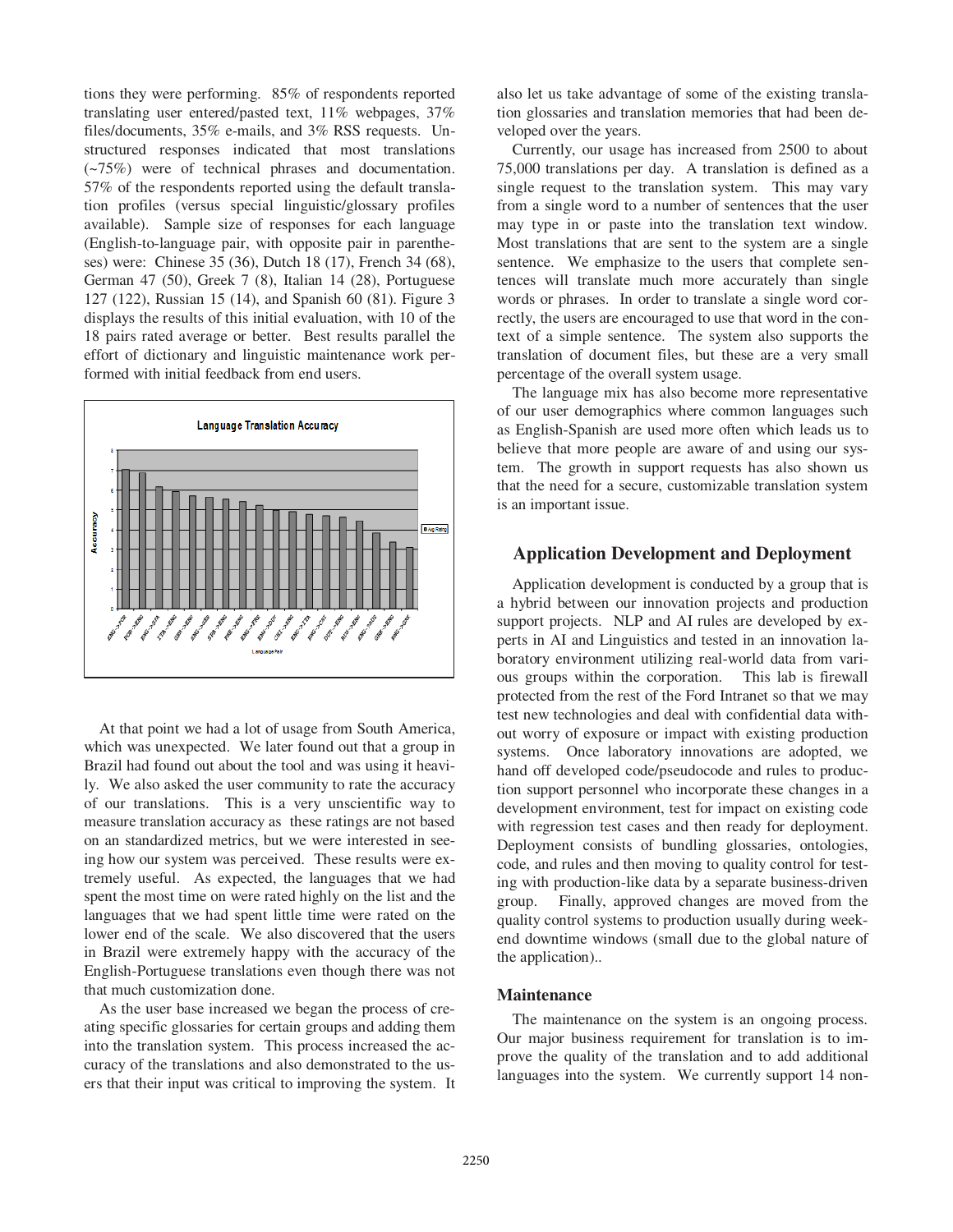tions they were performing. 85% of respondents reported translating user entered/pasted text, 11% webpages, 37% files/documents, 35% e-mails, and 3% RSS requests. Unstructured responses indicated that most translations (~75%) were of technical phrases and documentation. 57% of the respondents reported using the default translation profiles (versus special linguistic/glossary profiles available). Sample size of responses for each language (English-to-language pair, with opposite pair in parentheses) were: Chinese 35 (36), Dutch 18 (17), French 34 (68), German 47 (50), Greek 7 (8), Italian 14 (28), Portuguese 127 (122), Russian 15 (14), and Spanish 60 (81). Figure 3 displays the results of this initial evaluation, with 10 of the 18 pairs rated average or better. Best results parallel the effort of dictionary and linguistic maintenance work performed with initial feedback from end users.

At that point we had a lot of usage from South America, which was unexpected. We later found out that a group in Brazil had found out about the tool and was using it heavily. We also asked the user community to rate the accuracy of our translations. This is a very unscientific way to measure translation accuracy as these ratings are not based on an standardized metrics, but we were interested in seeing how our system was perceived. These results were extremely useful. As expected, the languages that we had spent the most time on were rated highly on the list and the languages that we had spent little time were rated on the lower end of the scale. We also discovered that the users in Brazil were extremely happy with the accuracy of the English-Portuguese translations even though there was not that much customization done.

As the user base increased we began the process of creating specific glossaries for certain groups and adding them into the translation system. This process increased the accuracy of the translations and also demonstrated to the users that their input was critical to improving the system. It also let us take advantage of some of the existing translation glossaries and translation memories that had been developed over the years.

Currently, our usage has increased from 2500 to about 75,000 translations per day. A translation is defined as a single request to the translation system. This may vary from a single word to a number of sentences that the user may type in or paste into the translation text window. Most translations that are sent to the system are a single sentence. We emphasize to the users that complete sentences will translate much more accurately than single words or phrases. In order to translate a single word correctly, the users are encouraged to use that word in the context of a simple sentence. The system also supports the translation of document files, but these are a very small percentage of the overall system usage.

The language mix has also become more representative of our user demographics where common languages such as English-Spanish are used more often which leads us to believe that more people are aware of and using our system. The growth in support requests has also shown us that the need for a secure, customizable translation system is an important issue.

## Application Development and Deployment

Application development is conducted by a group that is a hybrid between our innovation projects and production support projects. NLP and AI rules are developed by experts in AI and Linguistics and tested in an innovation laboratory environment utilizing real-world data from various groups within the corporation. This lab is firewall protected from the rest of the Ford Intranet so that we may test new technologies and deal with confidential data without worry of exposure or impact with existing production systems. Once laboratory innovations are adopted, we hand off developed code/pseudocode and rules to production support personnel who incorporate these changes in a development environment, test for impact on existing code with regression test cases and then ready for deployment. Deployment consists of bundling glossaries, ontologies, code, and rules and then moving to quality control for testing with production-like data by a separate business-driven group. Finally, approved changes are moved from the quality control systems to production usually during weekend downtime windows (small due to the global nature of the application)..

### Maintenance

The maintenance on the system is an ongoing process. Our major business requirement for translation is to improve the quality of the translation and to add additional languages into the system. We currently support 14 non-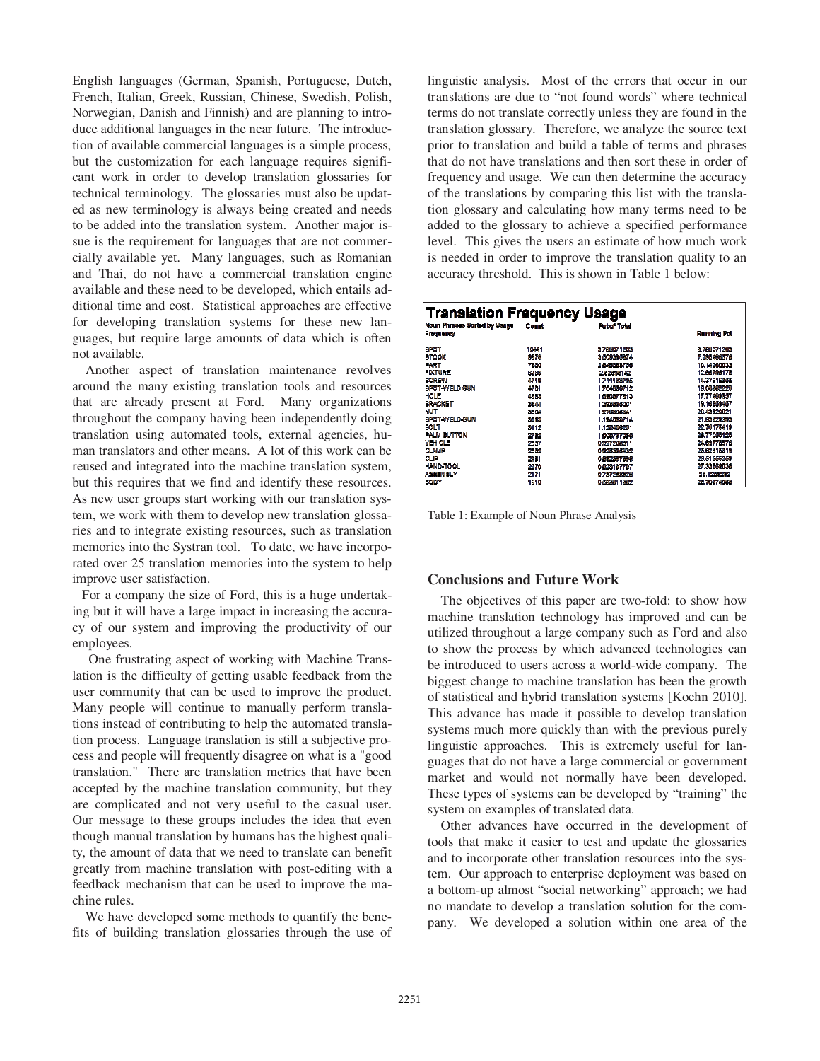English languages (German, Spanish, Portuguese, Dutch, French, Italian, Greek, Russian, Chinese, Swedish, Polish, Norwegian, Danish and Finnish) and are planning to introduce additional languages in the near future. The introduction of available commercial languages is a simple process, but the customization for each language requires significant work in order to develop translation glossaries for technical terminology. The glossaries must also be updated as new terminology is always being created and needs to be added into the translation system. Another major issue is the requirement for languages that are not commercially available yet. Many languages, such as Romanian and Thai, do not have a commercial translation engine available and these need to be developed, which entails additional time and cost. Statistical approaches are effective for developing translation systems for these new languages, but require large amounts of data which is often not available.

Another aspect of translation maintenance revolves around the many existing translation tools and resources that are already present at Ford. Many organizations throughout the company having been independently doing translation using automated tools, external agencies, human translators and other means. A lot of this work can be reused and integrated into the machine translation system, but this requires that we find and identify these resources. As new user groups start working with our translation system, we work with them to develop new translation glossaries and to integrate existing resources, such as translation memories into the Systran tool. To date, we have incorporated over 25 translation memories into the system to help improve user satisfaction.

For a company the size of Ford, this is a huge undertaking but it will have a large impact in increasing the accuracy of our system and improving the productivity of our employees.

One frustrating aspect of working with Machine Translation is the difficulty of getting usable feedback from the user community that can be used to improve the product. Many people will continue to manually perform translations instead of contributing to help the automated translation process. Language translation is still a subjective process and people will frequently disagree on what is a "good translation." There are translation metrics that have been accepted by the machine translation community, but they are complicated and not very useful to the casual user. Our message to these groups includes the idea that even though manual translation by humans has the highest quality, the amount of data that we need to translate can benefit greatly from machine translation with post-editing with a feedback mechanism that can be used to improve the machine rules.

We have developed some methods to quantify the benefits of building translation glossaries through the use of linguistic analysis. Most of the errors that occur in our translations are due to "not found words" where technical terms do not translate correctly unless they are found in the translation glossary. Therefore, we analyze the source text prior to translation and build a table of terms and phrases that do not have translations and then sort these in order of frequency and usage. We can then determine the accuracy of the translations by comparing this list with the translation glossary and calculating how many terms need to be added to the glossary to achieve a specified performance level. This gives the users an estimate of how much work is needed in order to improve the translation quality to an accuracy threshold. This is shown in Table 1 below:

**Translation Frequency Usage**

| Noun Phrases Sorted by Usage Frequency | Count | Pct of Total | Running Pct |
|---|---|---|---|
| SPOT | 10441 | 3.786071203 | 3.786071203 |
| STOCK | 9876 | 3.509396374 | 7.295466578 |
| PART | 7500 | 2.845038768 | 10.14200033 |
| FIXTURE | 6986 | 2.62598142 | 12.96798175 |
| SCREW | 4719 | 1.711183795 | 14.37916553 |
| SPOT-WELD GUN | 4701 | 1.704656712 | 16.08382225 |
| HOLE | 4558 | 1.652877313 | 17.77469957 |
| BRACKET | 3644 | 1.293896001 | 19.16859457 |
| NUT | 3504 | 1.270605641 | 20.43920021 |
| SPOT-WELD-GUN | 3293 | 1.194098714 | 21.63329389 |
| BOLT | 3112 | 1.128466061 | 22.76176419 |
| PALM BUTTON | 2782 | 1.008797066 | 23.77056125 |
| VEHICLE | 2557 | 0.927208511 | 24.69777975 |
| CLAMP | 2552 | 0.925396432 | 25.62316519 |
| CLIP | 2481 | 0.899397696 | 26.51556289 |
| HAND-TOOL | 2270 | 0.823187787 | 27.33869036 |
| ASSEMBLY | 2171 | 0.787258829 | 28.1259292 |
| BODY | 1610 | 0.583811362 | 28.70974058 |

Table 1: Example of Noun Phrase Analysis

## Conclusions and Future Work

The objectives of this paper are two-fold: to show how machine translation technology has improved and can be utilized throughout a large company such as Ford and also to show the process by which advanced technologies can be introduced to users across a world-wide company. The biggest change to machine translation has been the growth of statistical and hybrid translation systems [Koehn 2010]. This advance has made it possible to develop translation systems much more quickly than with the previous purely linguistic approaches. This is extremely useful for languages that do not have a large commercial or government market and would not normally have been developed. These types of systems can be developed by "training" the system on examples of translated data.

Other advances have occurred in the development of tools that make it easier to test and update the glossaries and to incorporate other translation resources into the system. Our approach to enterprise deployment was based on a bottom-up almost "social networking" approach; we had no mandate to develop a translation solution for the company. We developed a solution within one area of the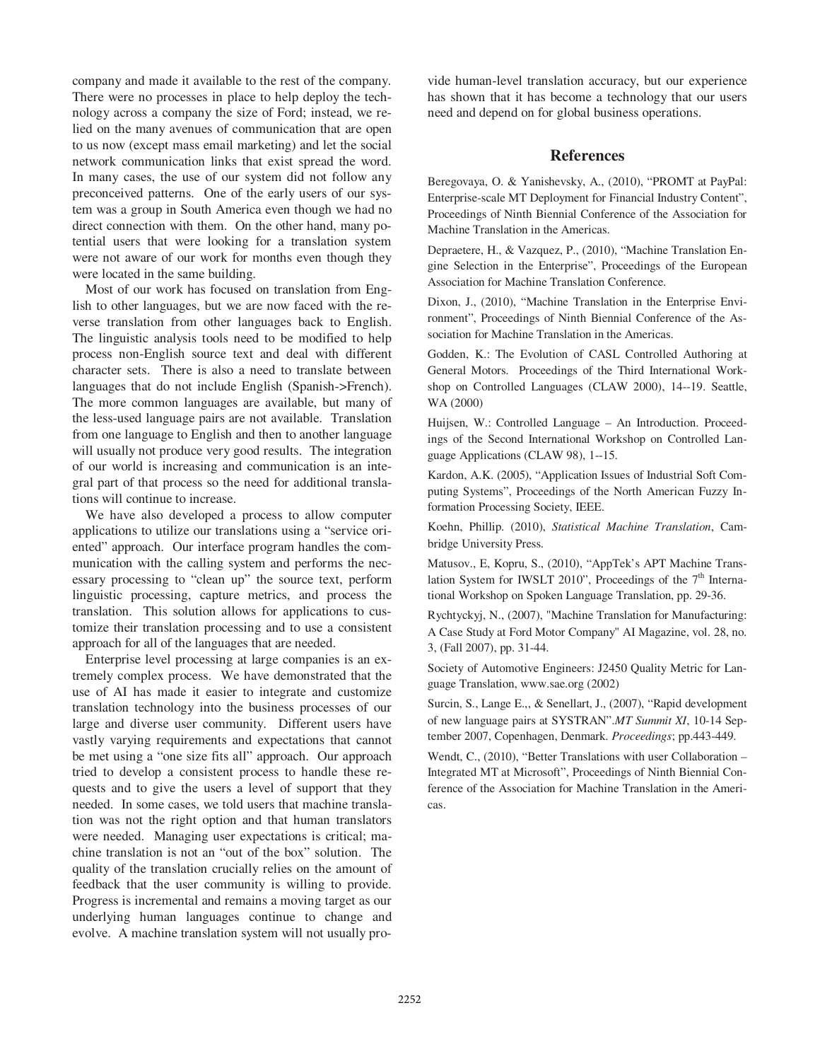company and made it available to the rest of the company. There were no processes in place to help deploy the technology across a company the size of Ford; instead, we relied on the many avenues of communication that are open to us now (except mass email marketing) and let the social network communication links that exist spread the word. In many cases, the use of our system did not follow any preconceived patterns. One of the early users of our system was a group in South America even though we had no direct connection with them. On the other hand, many potential users that were looking for a translation system were not aware of our work for months even though they were located in the same building.

Most of our work has focused on translation from English to other languages, but we are now faced with the reverse translation from other languages back to English. The linguistic analysis tools need to be modified to help process non-English source text and deal with different character sets. There is also a need to translate between languages that do not include English (Spanish->French). The more common languages are available, but many of the less-used language pairs are not available. Translation from one language to English and then to another language will usually not produce very good results. The integration of our world is increasing and communication is an integral part of that process so the need for additional translations will continue to increase.

We have also developed a process to allow computer applications to utilize our translations using a "service oriented" approach. Our interface program handles the communication with the calling system and performs the necessary processing to "clean up" the source text, perform linguistic processing, capture metrics, and process the translation. This solution allows for applications to customize their translation processing and to use a consistent approach for all of the languages that are needed.

Enterprise level processing at large companies is an extremely complex process. We have demonstrated that the use of AI has made it easier to integrate and customize translation technology into the business processes of our large and diverse user community. Different users have vastly varying requirements and expectations that cannot be met using a "one size fits all" approach. Our approach tried to develop a consistent process to handle these requests and to give the users a level of support that they needed. In some cases, we told users that machine translation was not the right option and that human translators were needed. Managing user expectations is critical; machine translation is not an "out of the box" solution. The quality of the translation crucially relies on the amount of feedback that the user community is willing to provide. Progress is incremental and remains a moving target as our underlying human languages continue to change and evolve. A machine translation system will not usually provide human-level translation accuracy, but our experience has shown that it has become a technology that our users need and depend on for global business operations.

## References

Beregovaya, O. & Yanishevsky, A., (2010), "PROMT at PayPal: Enterprise-scale MT Deployment for Financial Industry Content", Proceedings of Ninth Biennial Conference of the Association for Machine Translation in the Americas.

Depraetere, H., & Vazquez, P., (2010), "Machine Translation Engine Selection in the Enterprise", Proceedings of the European Association for Machine Translation Conference.

Dixon, J., (2010), "Machine Translation in the Enterprise Environment", Proceedings of Ninth Biennial Conference of the Association for Machine Translation in the Americas.

Godden, K.: The Evolution of CASL Controlled Authoring at General Motors. Proceedings of the Third International Workshop on Controlled Languages (CLAW 2000), 14--19. Seattle, WA (2000)

Huijsen, W.: Controlled Language – An Introduction. Proceedings of the Second International Workshop on Controlled Language Applications (CLAW 98), 1--15.

Kardon, A.K. (2005), "Application Issues of Industrial Soft Computing Systems", Proceedings of the North American Fuzzy Information Processing Society, IEEE.

Koehn, Phillip. (2010), *Statistical Machine Translation*, Cambridge University Press.

Matusov., E, Kopru, S., (2010), "AppTek's APT Machine Translation System for IWSLT 2010", Proceedings of the 7th International Workshop on Spoken Language Translation, pp. 29-36.

Rychtyckyj, N., (2007), "Machine Translation for Manufacturing: A Case Study at Ford Motor Company" AI Magazine, vol. 28, no. 3, (Fall 2007), pp. 31-44.

Society of Automotive Engineers: J2450 Quality Metric for Language Translation, www.sae.org (2002)

Surcin, S., Lange E.,, & Senellart, J., (2007), "Rapid development of new language pairs at SYSTRAN".*MT Summit XI*, 10-14 September 2007, Copenhagen, Denmark. *Proceedings*; pp.443-449.

Wendt, C., (2010), "Better Translations with user Collaboration – Integrated MT at Microsoft", Proceedings of Ninth Biennial Conference of the Association for Machine Translation in the Americas.